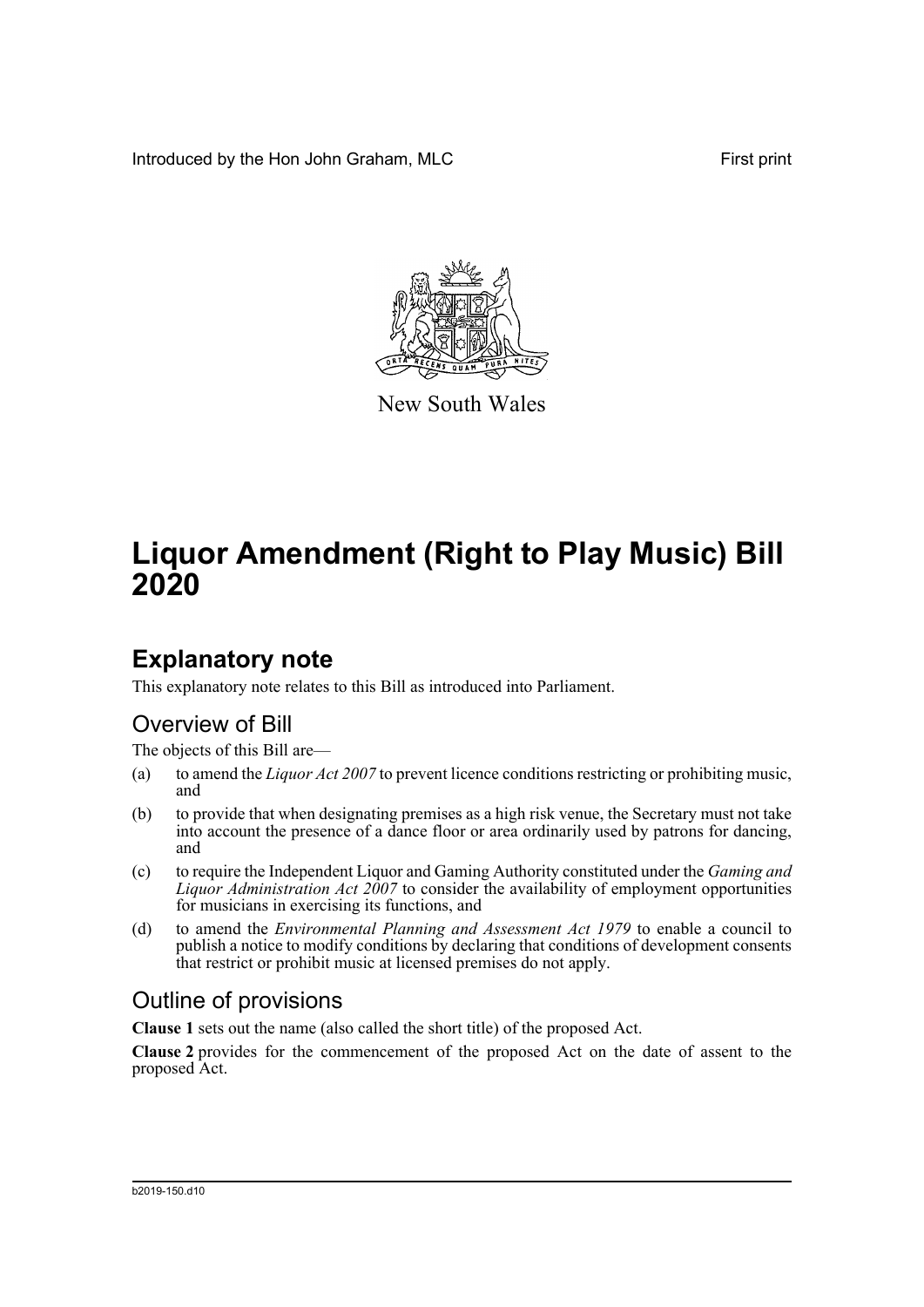Introduced by the Hon John Graham, MLC First print

New South Wales

# Liquor Amendment (Right to Play Music) Bill 2020

## Explanatory note

This explanatory note relates to this Bill as introduced into Parliament.

### Overview of Bill

The objects of this Bill are—

(a) to amend the *Liquor Act 2007* to prevent licence conditions restricting or prohibiting music, and

(b) to provide that when designating premises as a high risk venue, the Secretary must not take into account the presence of a dance floor or area ordinarily used by patrons for dancing, and

(c) to require the Independent Liquor and Gaming Authority constituted under the *Gaming and Liquor Administration Act 2007* to consider the availability of employment opportunities for musicians in exercising its functions, and

(d) to amend the *Environmental Planning and Assessment Act 1979* to enable a council to publish a notice to modify conditions by declaring that conditions of development consents that restrict or prohibit music at licensed premises do not apply.

### Outline of provisions

**Clause 1** sets out the name (also called the short title) of the proposed Act.

**Clause 2** provides for the commencement of the proposed Act on the date of assent to the proposed Act.

b2019-150.d10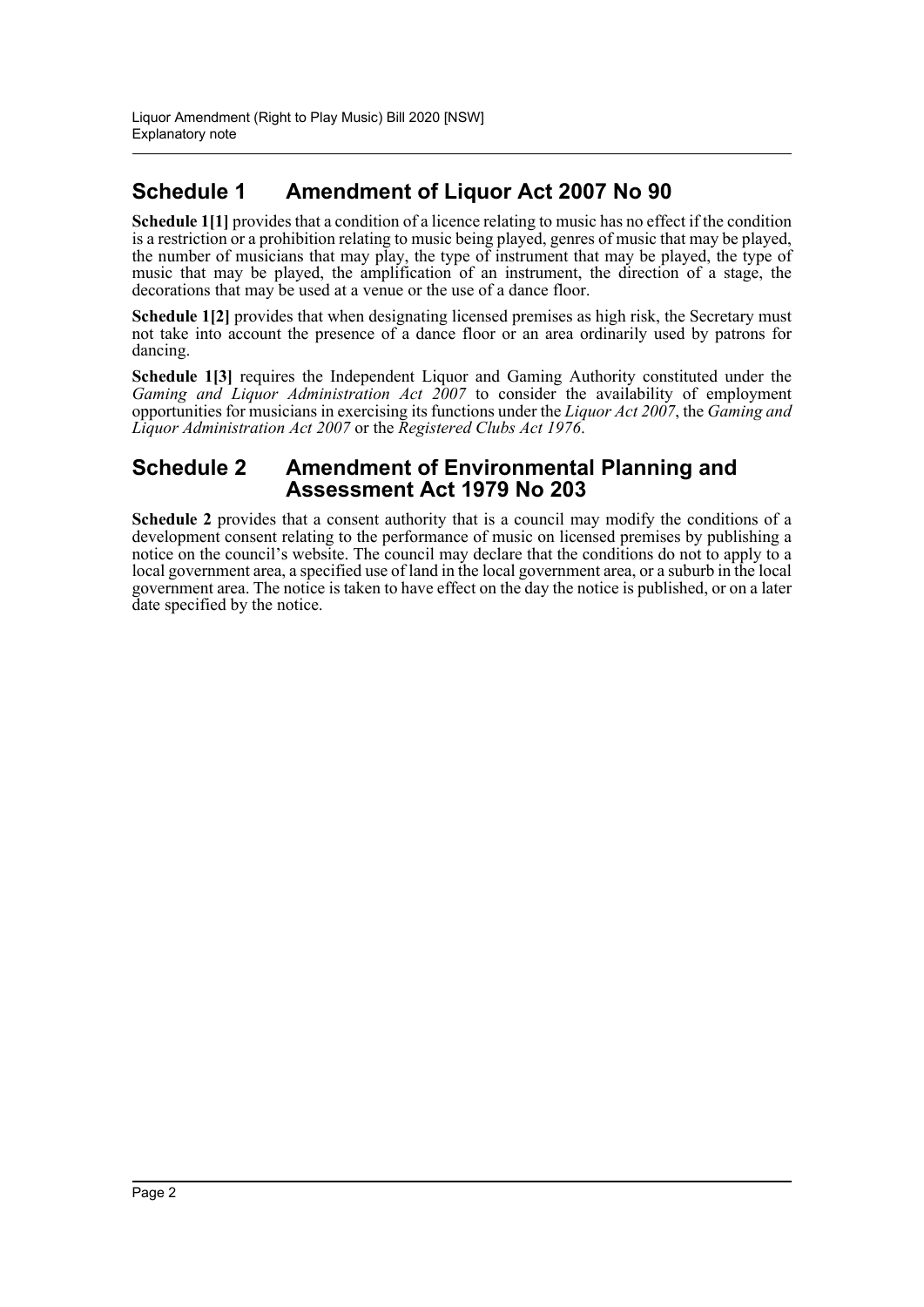## Schedule 1 Amendment of Liquor Act 2007 No 90

**Schedule 1[1]** provides that a condition of a licence relating to music has no effect if the condition is a restriction or a prohibition relating to music being played, genres of music that may be played, the number of musicians that may play, the type of instrument that may be played, the type of music that may be played, the amplification of an instrument, the direction of a stage, the decorations that may be used at a venue or the use of a dance floor.

**Schedule 1[2]** provides that when designating licensed premises as high risk, the Secretary must not take into account the presence of a dance floor or an area ordinarily used by patrons for dancing.

**Schedule 1[3]** requires the Independent Liquor and Gaming Authority constituted under the *Gaming and Liquor Administration Act 2007* to consider the availability of employment opportunities for musicians in exercising its functions under the *Liquor Act 2007*, the *Gaming and Liquor Administration Act 2007* or the *Registered Clubs Act 1976*.

## Schedule 2 Amendment of Environmental Planning and Assessment Act 1979 No 203

**Schedule 2** provides that a consent authority that is a council may modify the conditions of a development consent relating to the performance of music on licensed premises by publishing a notice on the council's website. The council may declare that the conditions do not to apply to a local government area, a specified use of land in the local government area, or a suburb in the local government area. The notice is taken to have effect on the day the notice is published, or on a later date specified by the notice.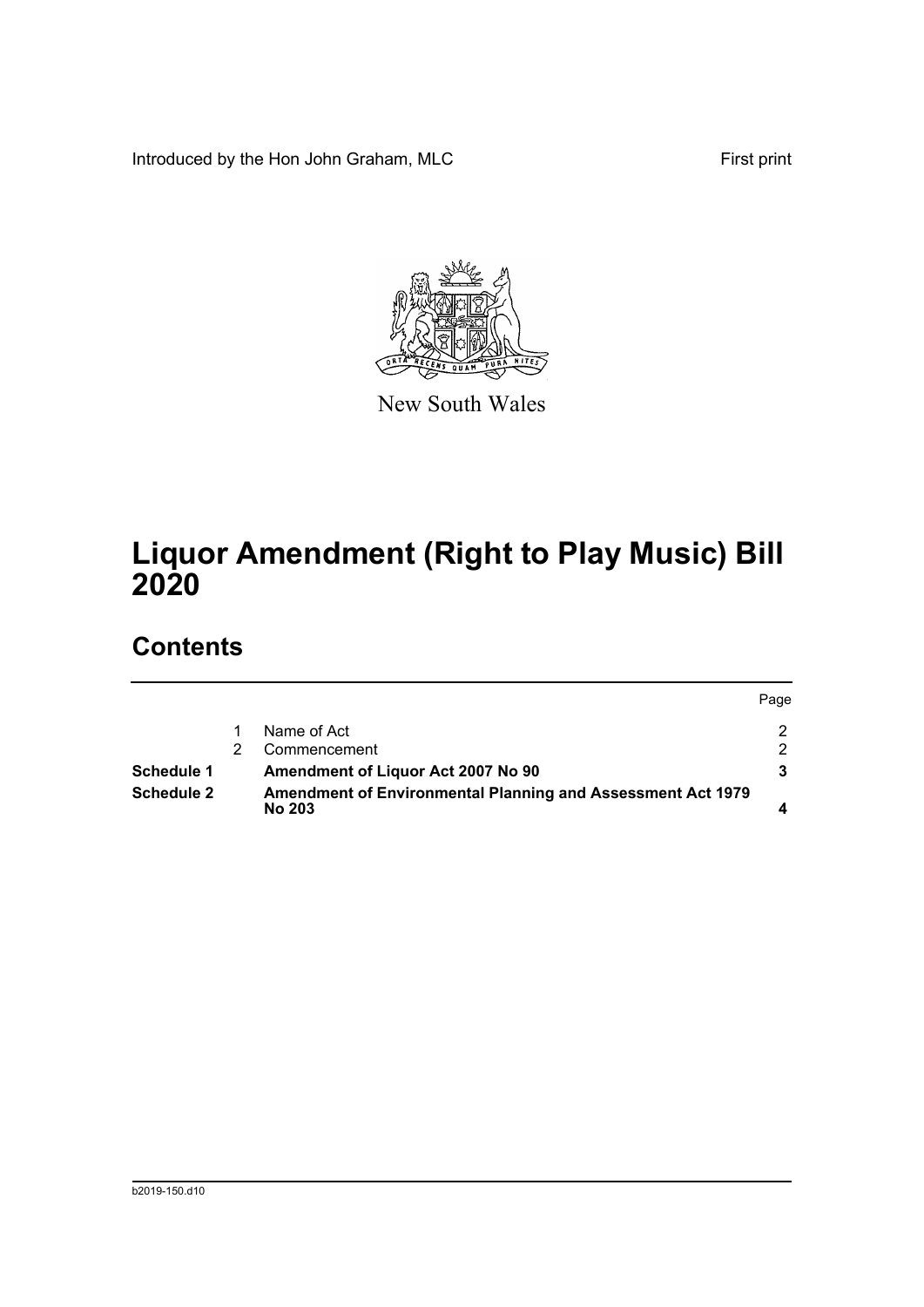Introduced by the Hon John Graham, MLC

First print

New South Wales

# Liquor Amendment (Right to Play Music) Bill 2020

## Contents

| | | | Page |
|---|---|---|---|
| | 1 | Name of Act | 2 |
| | 2 | Commencement | 2 |
| **Schedule 1** | | **Amendment of Liquor Act 2007 No 90** | **3** |
| **Schedule 2** | | **Amendment of Environmental Planning and Assessment Act 1979 No 203** | **4** |

b2019-150.d10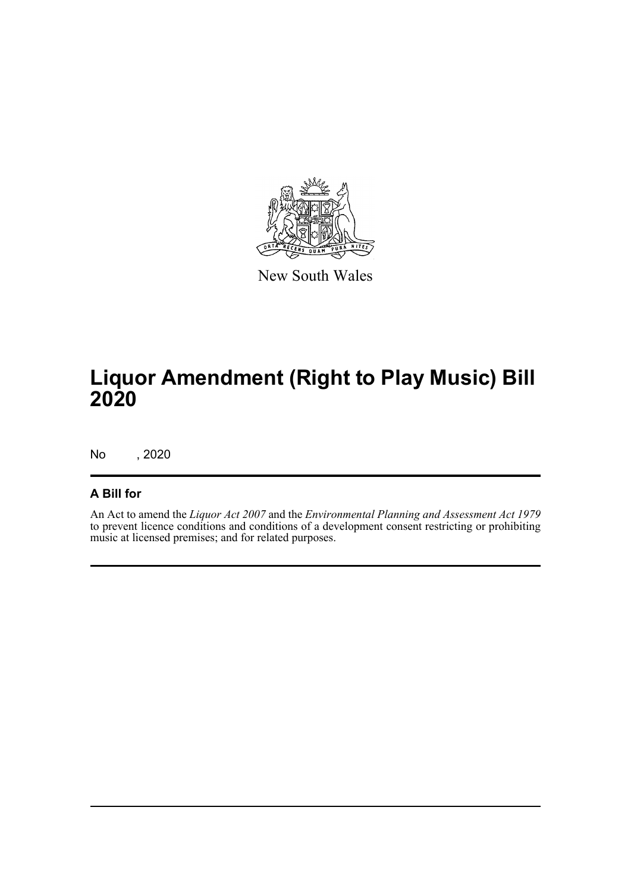New South Wales

# Liquor Amendment (Right to Play Music) Bill 2020

No , 2020

## A Bill for

An Act to amend the *Liquor Act 2007* and the *Environmental Planning and Assessment Act 1979* to prevent licence conditions and conditions of a development consent restricting or prohibiting music at licensed premises; and for related purposes.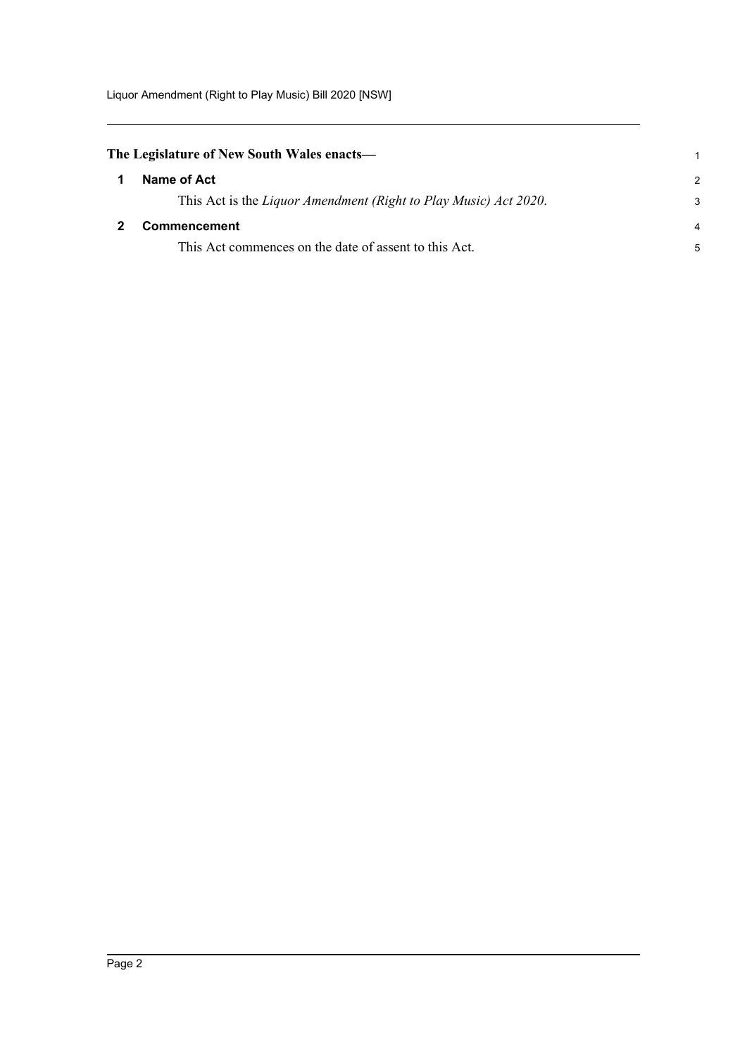**The Legislature of New South Wales enacts—**

## 1 Name of Act

This Act is the *Liquor Amendment (Right to Play Music) Act 2020*.

## 2 Commencement

This Act commences on the date of assent to this Act.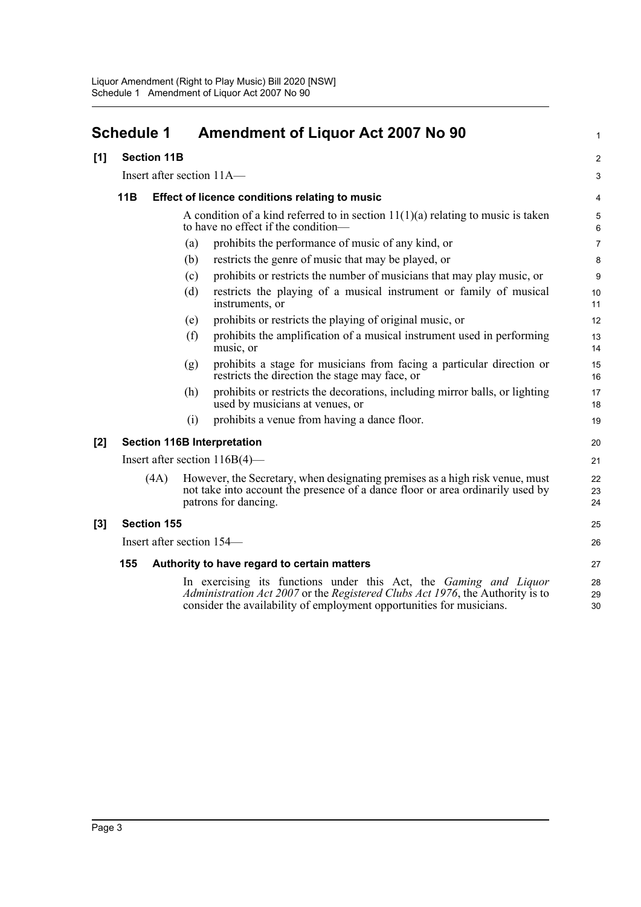# Schedule 1 Amendment of Liquor Act 2007 No 90

## [1] Section 11B

Insert after section 11A—

### 11B Effect of licence conditions relating to music

A condition of a kind referred to in section 11(1)(a) relating to music is taken to have no effect if the condition—

(a) prohibits the performance of music of any kind, or

(b) restricts the genre of music that may be played, or

(c) prohibits or restricts the number of musicians that may play music, or

(d) restricts the playing of a musical instrument or family of musical instruments, or

(e) prohibits or restricts the playing of original music, or

(f) prohibits the amplification of a musical instrument used in performing music, or

(g) prohibits a stage for musicians from facing a particular direction or restricts the direction the stage may face, or

(h) prohibits or restricts the decorations, including mirror balls, or lighting used by musicians at venues, or

(i) prohibits a venue from having a dance floor.

## [2] Section 116B Interpretation

Insert after section 116B(4)—

(4A) However, the Secretary, when designating premises as a high risk venue, must not take into account the presence of a dance floor or area ordinarily used by patrons for dancing.

## [3] Section 155

Insert after section 154—

### 155 Authority to have regard to certain matters

In exercising its functions under this Act, the *Gaming and Liquor Administration Act 2007* or the *Registered Clubs Act 1976*, the Authority is to consider the availability of employment opportunities for musicians.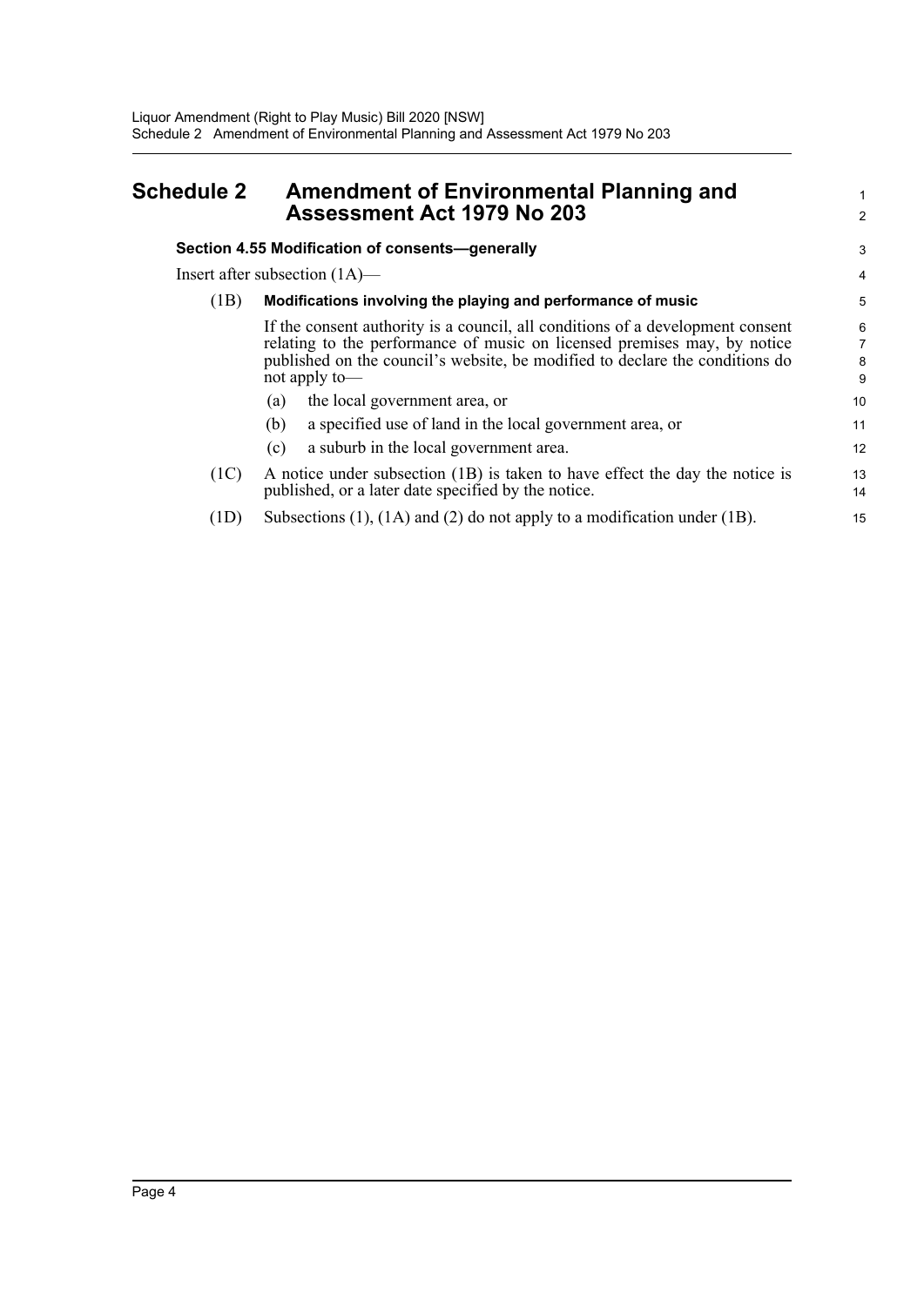# Schedule 2 Amendment of Environmental Planning and Assessment Act 1979 No 203

**Section 4.55 Modification of consents—generally**

Insert after subsection (1A)—

(1B) **Modifications involving the playing and performance of music**

If the consent authority is a council, all conditions of a development consent relating to the performance of music on licensed premises may, by notice published on the council's website, be modified to declare the conditions do not apply to—

(a) the local government area, or

(b) a specified use of land in the local government area, or

(c) a suburb in the local government area.

(1C) A notice under subsection (1B) is taken to have effect the day the notice is published, or a later date specified by the notice.

(1D) Subsections (1), (1A) and (2) do not apply to a modification under (1B).